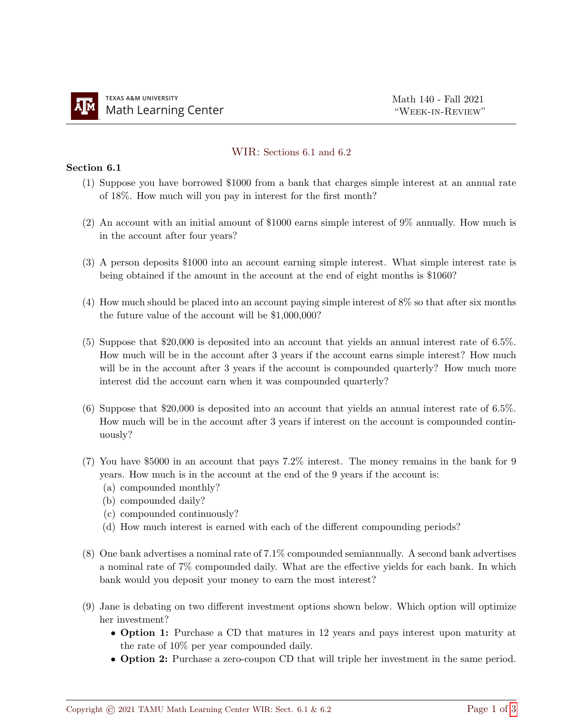# WIR: Sections 6.1 and 6.2

## Section 6.1

(1) Suppose you have borrowed \$1000 from a bank that charges simple interest at an annual rate of 18%. How much will you pay in interest for the first month?

(2) An account with an initial amount of \$1000 earns simple interest of 9% annually. How much is in the account after four years?

(3) A person deposits \$1000 into an account earning simple interest. What simple interest rate is being obtained if the amount in the account at the end of eight months is \$1060?

(4) How much should be placed into an account paying simple interest of 8% so that after six months the future value of the account will be \$1,000,000?

(5) Suppose that \$20,000 is deposited into an account that yields an annual interest rate of 6.5%. How much will be in the account after 3 years if the account earns simple interest? How much will be in the account after 3 years if the account is compounded quarterly? How much more interest did the account earn when it was compounded quarterly?

(6) Suppose that \$20,000 is deposited into an account that yields an annual interest rate of 6.5%. How much will be in the account after 3 years if interest on the account is compounded continuously?

(7) You have \$5000 in an account that pays 7.2% interest. The money remains in the bank for 9 years. How much is in the account at the end of the 9 years if the account is:
  (a) compounded monthly?
  (b) compounded daily?
  (c) compounded continuously?
  (d) How much interest is earned with each of the different compounding periods?

(8) One bank advertises a nominal rate of 7.1% compounded semiannually. A second bank advertises a nominal rate of 7% compounded daily. What are the effective yields for each bank. In which bank would you deposit your money to earn the most interest?

(9) Jane is debating on two different investment options shown below. Which option will optimize her investment?
  - **Option 1:** Purchase a CD that matures in 12 years and pays interest upon maturity at the rate of 10% per year compounded daily.
  - **Option 2:** Purchase a zero-coupon CD that will triple her investment in the same period.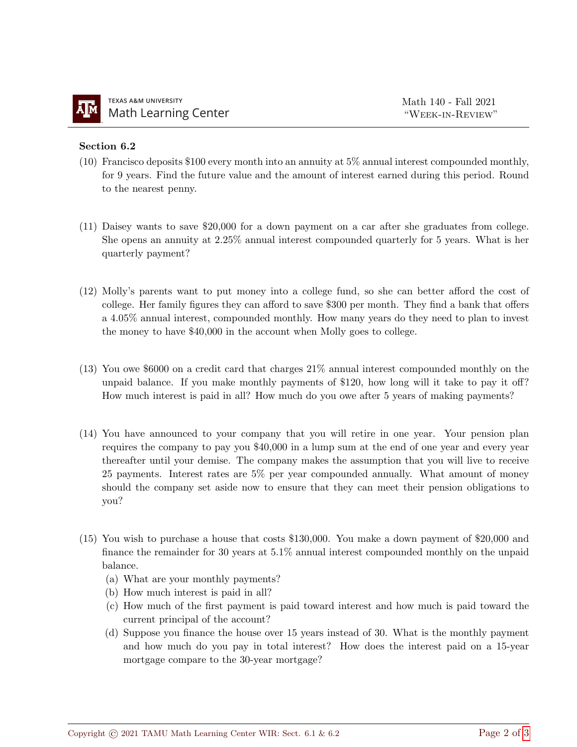**Section 6.2**

(10) Francisco deposits \$100 every month into an annuity at 5% annual interest compounded monthly, for 9 years. Find the future value and the amount of interest earned during this period. Round to the nearest penny.

(11) Daisey wants to save \$20,000 for a down payment on a car after she graduates from college. She opens an annuity at 2.25% annual interest compounded quarterly for 5 years. What is her quarterly payment?

(12) Molly's parents want to put money into a college fund, so she can better afford the cost of college. Her family figures they can afford to save \$300 per month. They find a bank that offers a 4.05% annual interest, compounded monthly. How many years do they need to plan to invest the money to have \$40,000 in the account when Molly goes to college.

(13) You owe \$6000 on a credit card that charges 21% annual interest compounded monthly on the unpaid balance. If you make monthly payments of \$120, how long will it take to pay it off? How much interest is paid in all? How much do you owe after 5 years of making payments?

(14) You have announced to your company that you will retire in one year. Your pension plan requires the company to pay you \$40,000 in a lump sum at the end of one year and every year thereafter until your demise. The company makes the assumption that you will live to receive 25 payments. Interest rates are 5% per year compounded annually. What amount of money should the company set aside now to ensure that they can meet their pension obligations to you?

(15) You wish to purchase a house that costs \$130,000. You make a down payment of \$20,000 and finance the remainder for 30 years at 5.1% annual interest compounded monthly on the unpaid balance.

(a) What are your monthly payments?

(b) How much interest is paid in all?

(c) How much of the first payment is paid toward interest and how much is paid toward the current principal of the account?

(d) Suppose you finance the house over 15 years instead of 30. What is the monthly payment and how much do you pay in total interest? How does the interest paid on a 15-year mortgage compare to the 30-year mortgage?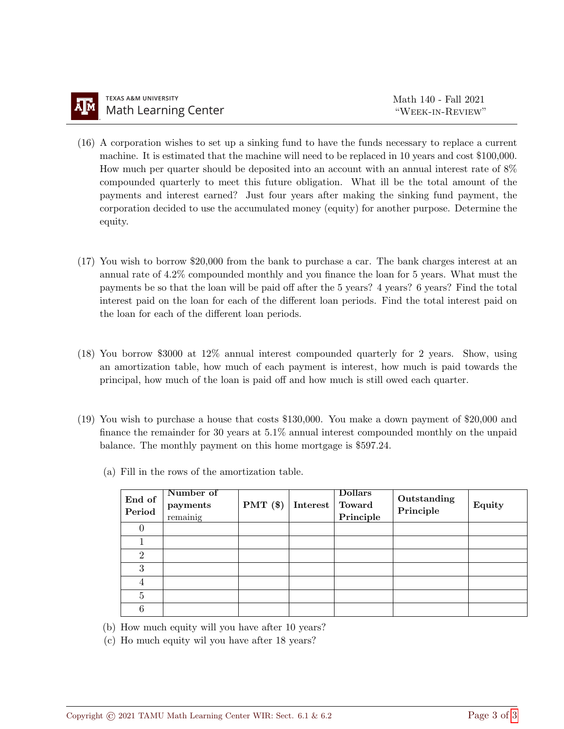(16) A corporation wishes to set up a sinking fund to have the funds necessary to replace a current machine. It is estimated that the machine will need to be replaced in 10 years and cost \$100,000. How much per quarter should be deposited into an account with an annual interest rate of 8% compounded quarterly to meet this future obligation. What ill be the total amount of the payments and interest earned? Just four years after making the sinking fund payment, the corporation decided to use the accumulated money (equity) for another purpose. Determine the equity.

(17) You wish to borrow \$20,000 from the bank to purchase a car. The bank charges interest at an annual rate of 4.2% compounded monthly and you finance the loan for 5 years. What must the payments be so that the loan will be paid off after the 5 years? 4 years? 6 years? Find the total interest paid on the loan for each of the different loan periods. Find the total interest paid on the loan for each of the different loan periods.

(18) You borrow \$3000 at 12% annual interest compounded quarterly for 2 years. Show, using an amortization table, how much of each payment is interest, how much is paid towards the principal, how much of the loan is paid off and how much is still owed each quarter.

(19) You wish to purchase a house that costs \$130,000. You make a down payment of \$20,000 and finance the remainder for 30 years at 5.1% annual interest compounded monthly on the unpaid balance. The monthly payment on this home mortgage is \$597.24.

(a) Fill in the rows of the amortization table.

| **End of Period** | **Number of payments** remainig | **PMT (\$)** | **Interest** | **Dollars Toward Principle** | **Outstanding Principle** | **Equity** |
|---|---|---|---|---|---|---|
| 0 | | | | | | |
| 1 | | | | | | |
| 2 | | | | | | |
| 3 | | | | | | |
| 4 | | | | | | |
| 5 | | | | | | |
| 6 | | | | | | |

(b) How much equity will you have after 10 years?

(c) Ho much equity wil you have after 18 years?